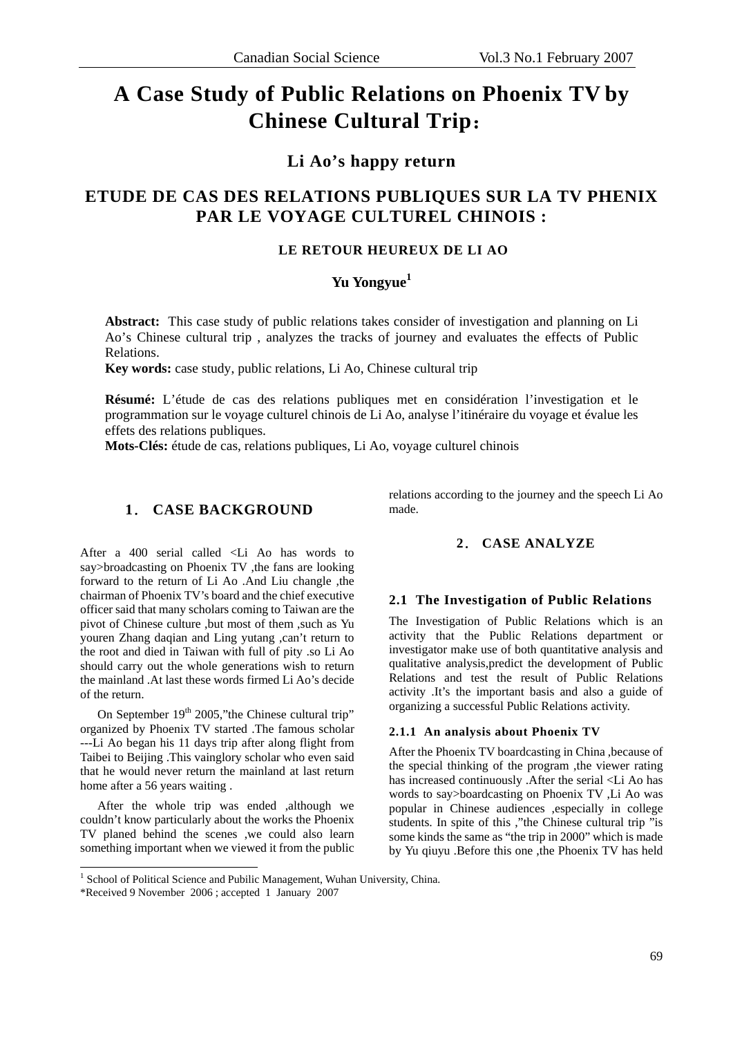# A Case Study of Public Relations on Phoenix TV by Chinese Cultural Trip：

## Li Ao's happy return

# ETUDE DE CAS DES RELATIONS PUBLIQUES SUR LA TV PHENIX PAR LE VOYAGE CULTUREL CHINOIS :

## LE RETOUR HEUREUX DE LI AO

**Yu Yongyue**[1]

**Abstract:** This case study of public relations takes consider of investigation and planning on Li Ao's Chinese cultural trip , analyzes the tracks of journey and evaluates the effects of Public Relations.

**Key words:** case study, public relations, Li Ao, Chinese cultural trip

**Résumé:** L'étude de cas des relations publiques met en considération l'investigation et le programmation sur le voyage culturel chinois de Li Ao, analyse l'itinéraire du voyage et évalue les effets des relations publiques.

**Mots-Clés:** étude de cas, relations publiques, Li Ao, voyage culturel chinois

## 1．CASE BACKGROUND

After a 400 serial called <Li Ao has words to say>broadcasting on Phoenix TV ,the fans are looking forward to the return of Li Ao .And Liu changle ,the chairman of Phoenix TV's board and the chief executive officer said that many scholars coming to Taiwan are the pivot of Chinese culture ,but most of them ,such as Yu youren Zhang daqian and Ling yutang ,can't return to the root and died in Taiwan with full of pity .so Li Ao should carry out the whole generations wish to return the mainland .At last these words firmed Li Ao's decide of the return.

On September 19th 2005,"the Chinese cultural trip" organized by Phoenix TV started .The famous scholar ---Li Ao began his 11 days trip after along flight from Taibei to Beijing .This vainglory scholar who even said that he would never return the mainland at last return home after a 56 years waiting .

After the whole trip was ended ,although we couldn't know particularly about the works the Phoenix TV planed behind the scenes ,we could also learn something important when we viewed it from the public relations according to the journey and the speech Li Ao made.

## 2．CASE ANALYZE

### 2.1 The Investigation of Public Relations

The Investigation of Public Relations which is an activity that the Public Relations department or investigator make use of both quantitative analysis and qualitative analysis,predict the development of Public Relations and test the result of Public Relations activity .It's the important basis and also a guide of organizing a successful Public Relations activity.

#### 2.1.1 An analysis about Phoenix TV

After the Phoenix TV boardcasting in China ,because of the special thinking of the program ,the viewer rating has increased continuously .After the serial <Li Ao has words to say>boardcasting on Phoenix TV ,Li Ao was popular in Chinese audiences ,especially in college students. In spite of this ,"the Chinese cultural trip "is some kinds the same as "the trip in 2000" which is made by Yu qiuyu .Before this one ,the Phoenix TV has held

---

[1] School of Political Science and Pubilic Management, Wuhan University, China.

*Received 9 November 2006 ; accepted 1 January 2007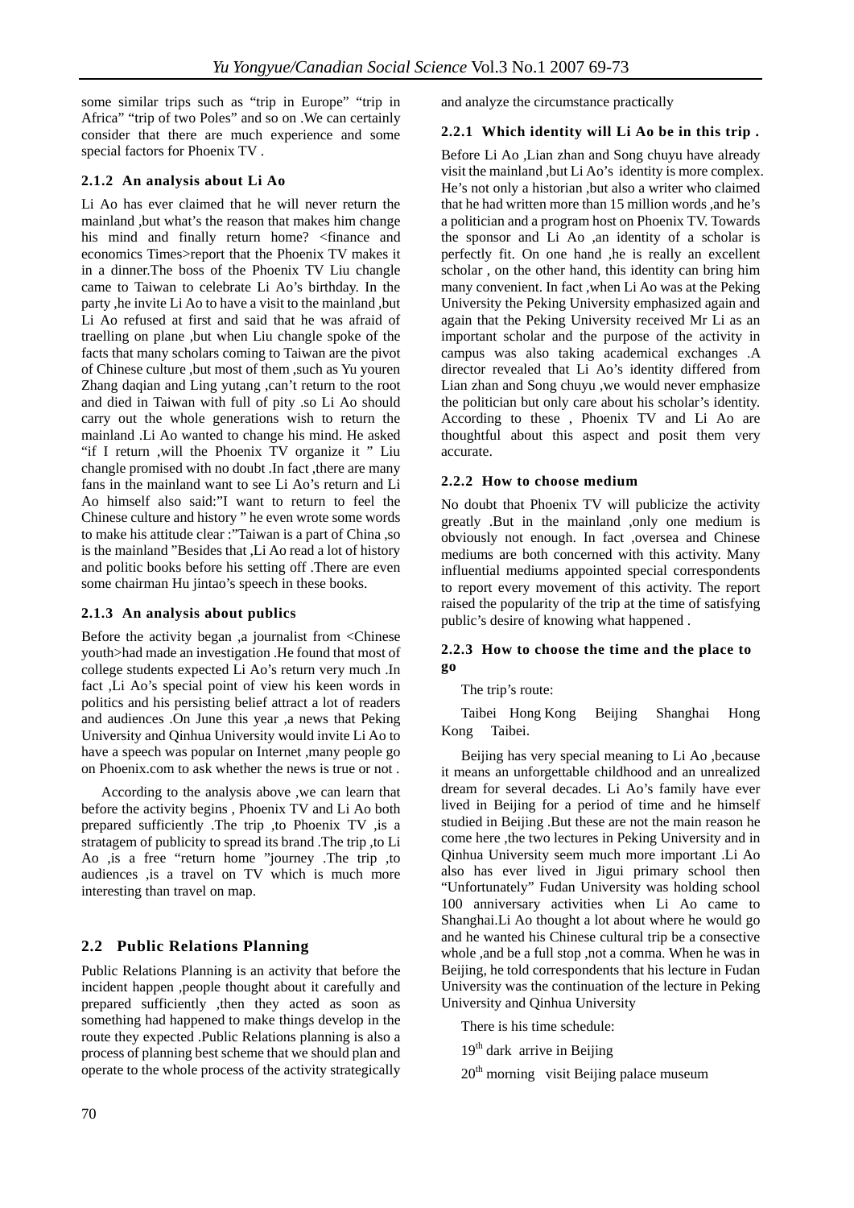some similar trips such as "trip in Europe" "trip in Africa" "trip of two Poles" and so on .We can certainly consider that there are much experience and some special factors for Phoenix TV .

### 2.1.2 An analysis about Li Ao

Li Ao has ever claimed that he will never return the mainland ,but what's the reason that makes him change his mind and finally return home? <finance and economics Times>report that the Phoenix TV makes it in a dinner.The boss of the Phoenix TV Liu changle came to Taiwan to celebrate Li Ao's birthday. In the party ,he invite Li Ao to have a visit to the mainland ,but Li Ao refused at first and said that he was afraid of traelling on plane ,but when Liu changle spoke of the facts that many scholars coming to Taiwan are the pivot of Chinese culture ,but most of them ,such as Yu youren Zhang daqian and Ling yutang ,can't return to the root and died in Taiwan with full of pity .so Li Ao should carry out the whole generations wish to return the mainland .Li Ao wanted to change his mind. He asked "if I return ,will the Phoenix TV organize it " Liu changle promised with no doubt .In fact ,there are many fans in the mainland want to see Li Ao's return and Li Ao himself also said:"I want to return to feel the Chinese culture and history " he even wrote some words to make his attitude clear :"Taiwan is a part of China ,so is the mainland "Besides that ,Li Ao read a lot of history and politic books before his setting off .There are even some chairman Hu jintao's speech in these books.

### 2.1.3 An analysis about publics

Before the activity began ,a journalist from <Chinese youth>had made an investigation .He found that most of college students expected Li Ao's return very much .In fact ,Li Ao's special point of view his keen words in politics and his persisting belief attract a lot of readers and audiences .On June this year ,a news that Peking University and Qinhua University would invite Li Ao to have a speech was popular on Internet ,many people go on Phoenix.com to ask whether the news is true or not .

According to the analysis above ,we can learn that before the activity begins , Phoenix TV and Li Ao both prepared sufficiently .The trip ,to Phoenix TV ,is a stratagem of publicity to spread its brand .The trip ,to Li Ao ,is a free "return home "journey .The trip ,to audiences ,is a travel on TV which is much more interesting than travel on map.

## 2.2 Public Relations Planning

Public Relations Planning is an activity that before the incident happen ,people thought about it carefully and prepared sufficiently ,then they acted as soon as something had happened to make things develop in the route they expected .Public Relations planning is also a process of planning best scheme that we should plan and operate to the whole process of the activity strategically and analyze the circumstance practically

### 2.2.1 Which identity will Li Ao be in this trip .

Before Li Ao ,Lian zhan and Song chuyu have already visit the mainland ,but Li Ao's identity is more complex. He's not only a historian ,but also a writer who claimed that he had written more than 15 million words ,and he's a politician and a program host on Phoenix TV. Towards the sponsor and Li Ao ,an identity of a scholar is perfectly fit. On one hand ,he is really an excellent scholar , on the other hand, this identity can bring him many convenient. In fact ,when Li Ao was at the Peking University the Peking University emphasized again and again that the Peking University received Mr Li as an important scholar and the purpose of the activity in campus was also taking academical exchanges .A director revealed that Li Ao's identity differed from Lian zhan and Song chuyu ,we would never emphasize the politician but only care about his scholar's identity. According to these , Phoenix TV and Li Ao are thoughtful about this aspect and posit them very accurate.

### 2.2.2 How to choose medium

No doubt that Phoenix TV will publicize the activity greatly .But in the mainland ,only one medium is obviously not enough. In fact ,oversea and Chinese mediums are both concerned with this activity. Many influential mediums appointed special correspondents to report every movement of this activity. The report raised the popularity of the trip at the time of satisfying public's desire of knowing what happened .

### 2.2.3 How to choose the time and the place to go

The trip's route:

Taibei Hong Kong Beijing Shanghai Hong Kong Taibei.

Beijing has very special meaning to Li Ao ,because it means an unforgettable childhood and an unrealized dream for several decades. Li Ao's family have ever lived in Beijing for a period of time and he himself studied in Beijing .But these are not the main reason he come here ,the two lectures in Peking University and in Qinhua University seem much more important .Li Ao also has ever lived in Jigui primary school then "Unfortunately" Fudan University was holding school 100 anniversary activities when Li Ao came to Shanghai.Li Ao thought a lot about where he would go and he wanted his Chinese cultural trip be a consective whole ,and be a full stop ,not a comma. When he was in Beijing, he told correspondents that his lecture in Fudan University was the continuation of the lecture in Peking University and Qinhua University

There is his time schedule:

$19^{th}$ dark arrive in Beijing

$20^{th}$ morning visit Beijing palace museum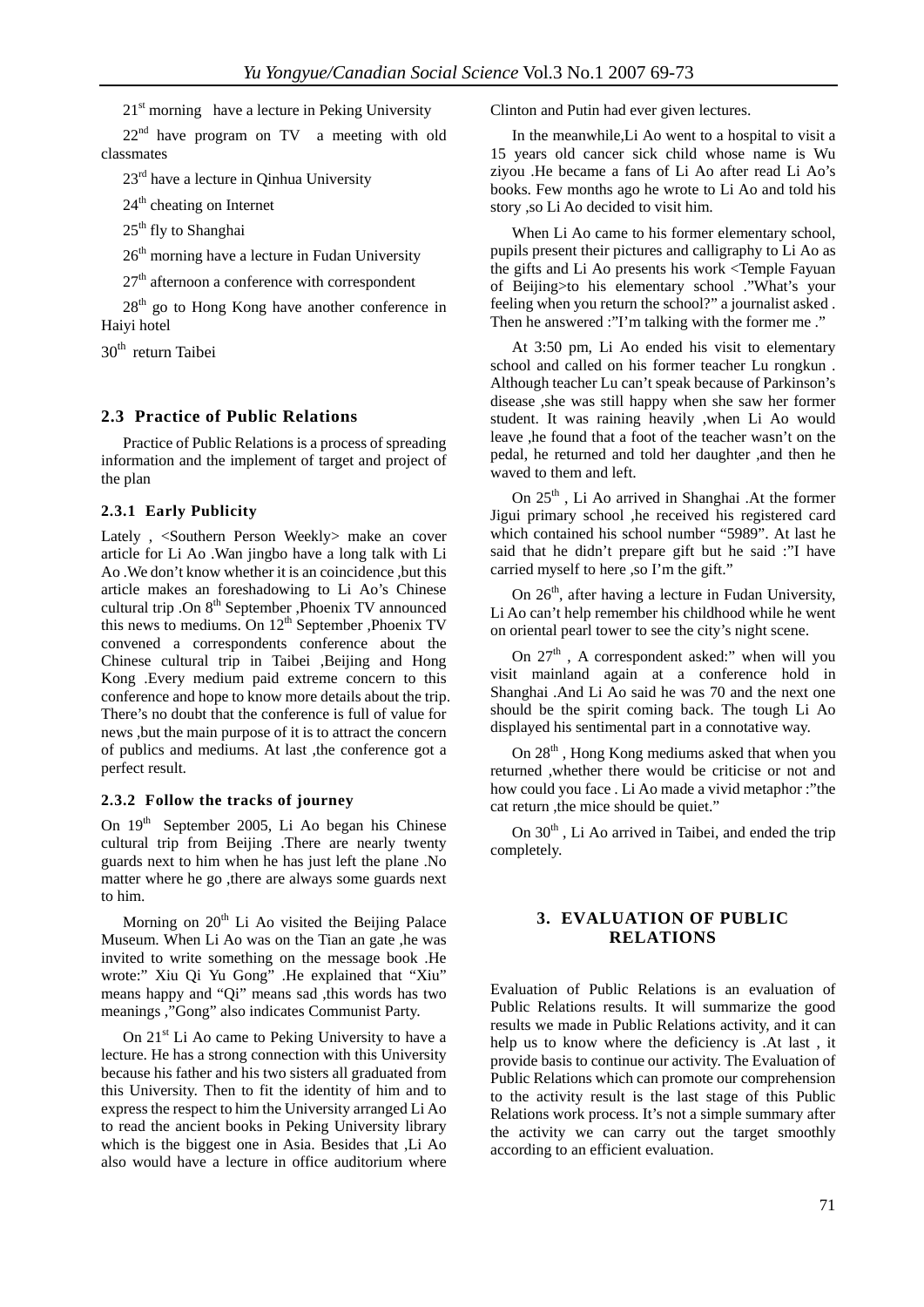21st morning   have a lecture in Peking University

22nd have program on TV   a meeting with old classmates

23rd have a lecture in Qinhua University

24th cheating on Internet

25th fly to Shanghai

26th morning have a lecture in Fudan University

27th afternoon a conference with correspondent

28th go to Hong Kong have another conference in Haiyi hotel

30th return Taibei

### 2.3 Practice of Public Relations

Practice of Public Relations is a process of spreading information and the implement of target and project of the plan

#### 2.3.1 Early Publicity

Lately , <Southern Person Weekly> make an cover article for Li Ao .Wan jingbo have a long talk with Li Ao .We don't know whether it is an coincidence ,but this article makes an foreshadowing to Li Ao's Chinese cultural trip .On 8th September ,Phoenix TV announced this news to mediums. On 12th September ,Phoenix TV convened a correspondents conference about the Chinese cultural trip in Taibei ,Beijing and Hong Kong .Every medium paid extreme concern to this conference and hope to know more details about the trip. There's no doubt that the conference is full of value for news ,but the main purpose of it is to attract the concern of publics and mediums. At last ,the conference got a perfect result.

#### 2.3.2 Follow the tracks of journey

On 19th September 2005, Li Ao began his Chinese cultural trip from Beijing .There are nearly twenty guards next to him when he has just left the plane .No matter where he go ,there are always some guards next to him.

Morning on 20th Li Ao visited the Beijing Palace Museum. When Li Ao was on the Tian an gate ,he was invited to write something on the message book .He wrote:" Xiu Qi Yu Gong" .He explained that "Xiu" means happy and "Qi" means sad ,this words has two meanings ,"Gong" also indicates Communist Party.

On 21st Li Ao came to Peking University to have a lecture. He has a strong connection with this University because his father and his two sisters all graduated from this University. Then to fit the identity of him and to express the respect to him the University arranged Li Ao to read the ancient books in Peking University library which is the biggest one in Asia. Besides that ,Li Ao also would have a lecture in office auditorium where Clinton and Putin had ever given lectures.

In the meanwhile,Li Ao went to a hospital to visit a 15 years old cancer sick child whose name is Wu ziyou .He became a fans of Li Ao after read Li Ao's books. Few months ago he wrote to Li Ao and told his story ,so Li Ao decided to visit him.

When Li Ao came to his former elementary school, pupils present their pictures and calligraphy to Li Ao as the gifts and Li Ao presents his work <Temple Fayuan of Beijing>to his elementary school ."What's your feeling when you return the school?" a journalist asked . Then he answered :"I'm talking with the former me ."

At 3:50 pm, Li Ao ended his visit to elementary school and called on his former teacher Lu rongkun . Although teacher Lu can't speak because of Parkinson's disease ,she was still happy when she saw her former student. It was raining heavily ,when Li Ao would leave ,he found that a foot of the teacher wasn't on the pedal, he returned and told her daughter ,and then he waved to them and left.

On 25th , Li Ao arrived in Shanghai .At the former Jigui primary school ,he received his registered card which contained his school number "5989". At last he said that he didn't prepare gift but he said :"I have carried myself to here ,so I'm the gift."

On 26th, after having a lecture in Fudan University, Li Ao can't help remember his childhood while he went on oriental pearl tower to see the city's night scene.

On 27th , A correspondent asked:" when will you visit mainland again at a conference hold in Shanghai .And Li Ao said he was 70 and the next one should be the spirit coming back. The tough Li Ao displayed his sentimental part in a connotative way.

On 28th , Hong Kong mediums asked that when you returned ,whether there would be criticise or not and how could you face . Li Ao made a vivid metaphor :"the cat return ,the mice should be quiet."

On 30th , Li Ao arrived in Taibei, and ended the trip completely.

## 3. EVALUATION OF PUBLIC RELATIONS

Evaluation of Public Relations is an evaluation of Public Relations results. It will summarize the good results we made in Public Relations activity, and it can help us to know where the deficiency is .At last , it provide basis to continue our activity. The Evaluation of Public Relations which can promote our comprehension to the activity result is the last stage of this Public Relations work process. It's not a simple summary after the activity we can carry out the target smoothly according to an efficient evaluation.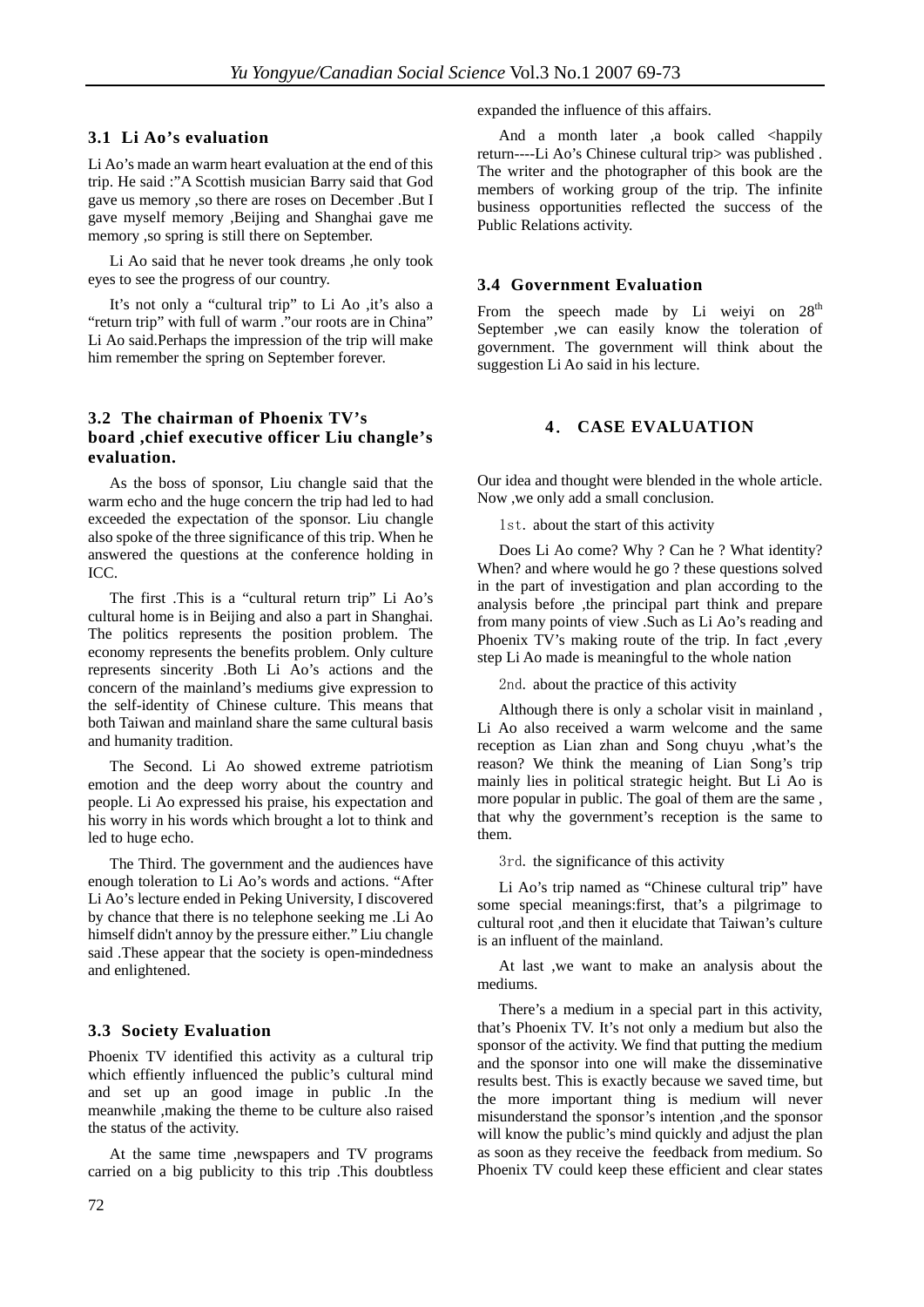### 3.1 Li Ao's evaluation

Li Ao's made an warm heart evaluation at the end of this trip. He said :"A Scottish musician Barry said that God gave us memory ,so there are roses on December .But I gave myself memory ,Beijing and Shanghai gave me memory ,so spring is still there on September.

Li Ao said that he never took dreams ,he only took eyes to see the progress of our country.

It's not only a "cultural trip" to Li Ao ,it's also a "return trip" with full of warm ."our roots are in China" Li Ao said.Perhaps the impression of the trip will make him remember the spring on September forever.

### 3.2 The chairman of Phoenix TV's board ,chief executive officer Liu changle's evaluation.

As the boss of sponsor, Liu changle said that the warm echo and the huge concern the trip had led to had exceeded the expectation of the sponsor. Liu changle also spoke of the three significance of this trip. When he answered the questions at the conference holding in ICC.

The first .This is a "cultural return trip" Li Ao's cultural home is in Beijing and also a part in Shanghai. The politics represents the position problem. The economy represents the benefits problem. Only culture represents sincerity .Both Li Ao's actions and the concern of the mainland's mediums give expression to the self-identity of Chinese culture. This means that both Taiwan and mainland share the same cultural basis and humanity tradition.

The Second. Li Ao showed extreme patriotism emotion and the deep worry about the country and people. Li Ao expressed his praise, his expectation and his worry in his words which brought a lot to think and led to huge echo.

The Third. The government and the audiences have enough toleration to Li Ao's words and actions. "After Li Ao's lecture ended in Peking University, I discovered by chance that there is no telephone seeking me .Li Ao himself didn't annoy by the pressure either." Liu changle said .These appear that the society is open-mindedness and enlightened.

### 3.3 Society Evaluation

Phoenix TV identified this activity as a cultural trip which effiently influenced the public's cultural mind and set up an good image in public .In the meanwhile ,making the theme to be culture also raised the status of the activity.

At the same time ,newspapers and TV programs carried on a big publicity to this trip .This doubtless expanded the influence of this affairs.

And a month later ,a book called <happily return----Li Ao's Chinese cultural trip> was published . The writer and the photographer of this book are the members of working group of the trip. The infinite business opportunities reflected the success of the Public Relations activity.

### 3.4 Government Evaluation

From the speech made by Li weiyi on 28th September ,we can easily know the toleration of government. The government will think about the suggestion Li Ao said in his lecture.

## 4. CASE EVALUATION

Our idea and thought were blended in the whole article. Now ,we only add a small conclusion.

1st. about the start of this activity

Does Li Ao come? Why ? Can he ? What identity? When? and where would he go ? these questions solved in the part of investigation and plan according to the analysis before ,the principal part think and prepare from many points of view .Such as Li Ao's reading and Phoenix TV's making route of the trip. In fact ,every step Li Ao made is meaningful to the whole nation

2nd. about the practice of this activity

Although there is only a scholar visit in mainland , Li Ao also received a warm welcome and the same reception as Lian zhan and Song chuyu ,what's the reason? We think the meaning of Lian Song's trip mainly lies in political strategic height. But Li Ao is more popular in public. The goal of them are the same , that why the government's reception is the same to them.

3rd. the significance of this activity

Li Ao's trip named as "Chinese cultural trip" have some special meanings:first, that's a pilgrimage to cultural root ,and then it elucidate that Taiwan's culture is an influent of the mainland.

At last ,we want to make an analysis about the mediums.

There's a medium in a special part in this activity, that's Phoenix TV. It's not only a medium but also the sponsor of the activity. We find that putting the medium and the sponsor into one will make the disseminative results best. This is exactly because we saved time, but the more important thing is medium will never misunderstand the sponsor's intention ,and the sponsor will know the public's mind quickly and adjust the plan as soon as they receive the feedback from medium. So Phoenix TV could keep these efficient and clear states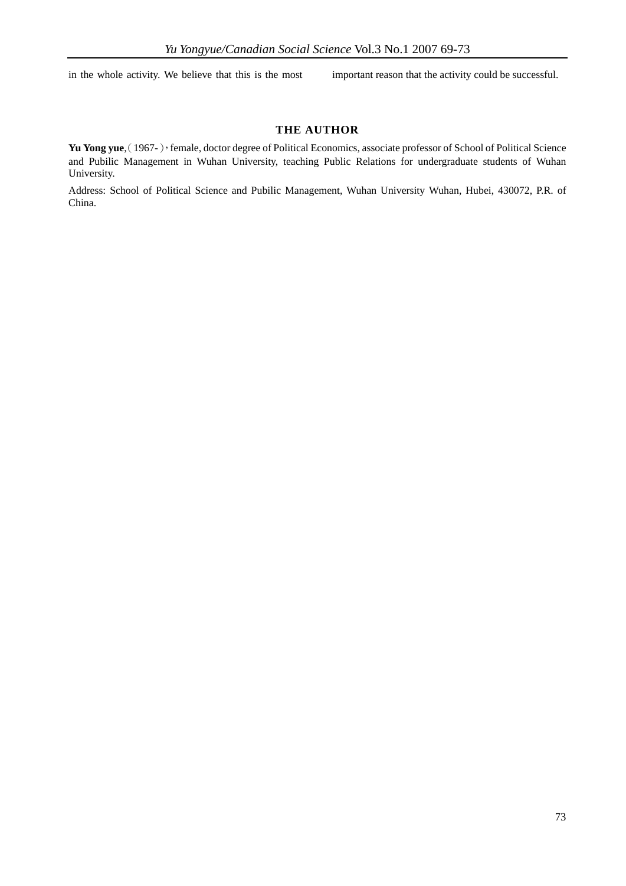in the whole activity. We believe that this is the most important reason that the activity could be successful.

## THE AUTHOR

**Yu Yong yue**,（1967-）, female, doctor degree of Political Economics, associate professor of School of Political Science and Pubilic Management in Wuhan University, teaching Public Relations for undergraduate students of Wuhan University.

Address: School of Political Science and Pubilic Management, Wuhan University Wuhan, Hubei, 430072, P.R. of China.